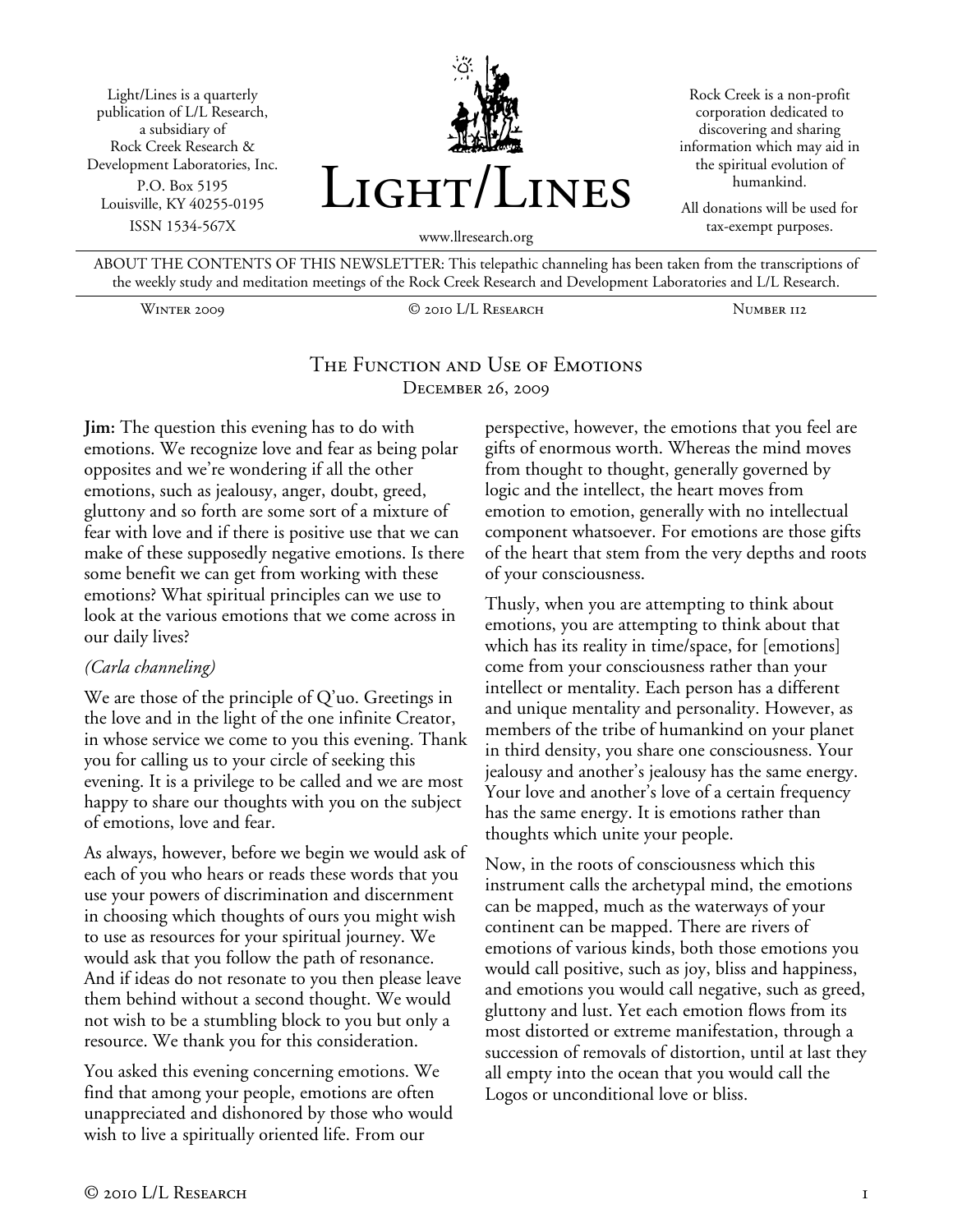Light/Lines is a quarterly publication of L/L Research, a subsidiary of Rock Creek Research & Development Laboratories, Inc.
P.O. Box 5195
Louisville, KY 40255-0195
ISSN 1534-567X

# Light/Lines

www.llresearch.org

Rock Creek is a non-profit corporation dedicated to discovering and sharing information which may aid in the spiritual evolution of humankind.

All donations will be used for tax-exempt purposes.

ABOUT THE CONTENTS OF THIS NEWSLETTER: This telepathic channeling has been taken from the transcriptions of the weekly study and meditation meetings of the Rock Creek Research and Development Laboratories and L/L Research.

Winter 2009 | © 2010 L/L Research | Number 112

## The Function and Use of Emotions
December 26, 2009

**Jim:** The question this evening has to do with emotions. We recognize love and fear as being polar opposites and we're wondering if all the other emotions, such as jealousy, anger, doubt, greed, gluttony and so forth are some sort of a mixture of fear with love and if there is positive use that we can make of these supposedly negative emotions. Is there some benefit we can get from working with these emotions? What spiritual principles can we use to look at the various emotions that we come across in our daily lives?

*(Carla channeling)*

We are those of the principle of Q'uo. Greetings in the love and in the light of the one infinite Creator, in whose service we come to you this evening. Thank you for calling us to your circle of seeking this evening. It is a privilege to be called and we are most happy to share our thoughts with you on the subject of emotions, love and fear.

As always, however, before we begin we would ask of each of you who hears or reads these words that you use your powers of discrimination and discernment in choosing which thoughts of ours you might wish to use as resources for your spiritual journey. We would ask that you follow the path of resonance. And if ideas do not resonate to you then please leave them behind without a second thought. We would not wish to be a stumbling block to you but only a resource. We thank you for this consideration.

You asked this evening concerning emotions. We find that among your people, emotions are often unappreciated and dishonored by those who would wish to live a spiritually oriented life. From our perspective, however, the emotions that you feel are gifts of enormous worth. Whereas the mind moves from thought to thought, generally governed by logic and the intellect, the heart moves from emotion to emotion, generally with no intellectual component whatsoever. For emotions are those gifts of the heart that stem from the very depths and roots of your consciousness.

Thusly, when you are attempting to think about emotions, you are attempting to think about that which has its reality in time/space, for [emotions] come from your consciousness rather than your intellect or mentality. Each person has a different and unique mentality and personality. However, as members of the tribe of humankind on your planet in third density, you share one consciousness. Your jealousy and another's jealousy has the same energy. Your love and another's love of a certain frequency has the same energy. It is emotions rather than thoughts which unite your people.

Now, in the roots of consciousness which this instrument calls the archetypal mind, the emotions can be mapped, much as the waterways of your continent can be mapped. There are rivers of emotions of various kinds, both those emotions you would call positive, such as joy, bliss and happiness, and emotions you would call negative, such as greed, gluttony and lust. Yet each emotion flows from its most distorted or extreme manifestation, through a succession of removals of distortion, until at last they all empty into the ocean that you would call the Logos or unconditional love or bliss.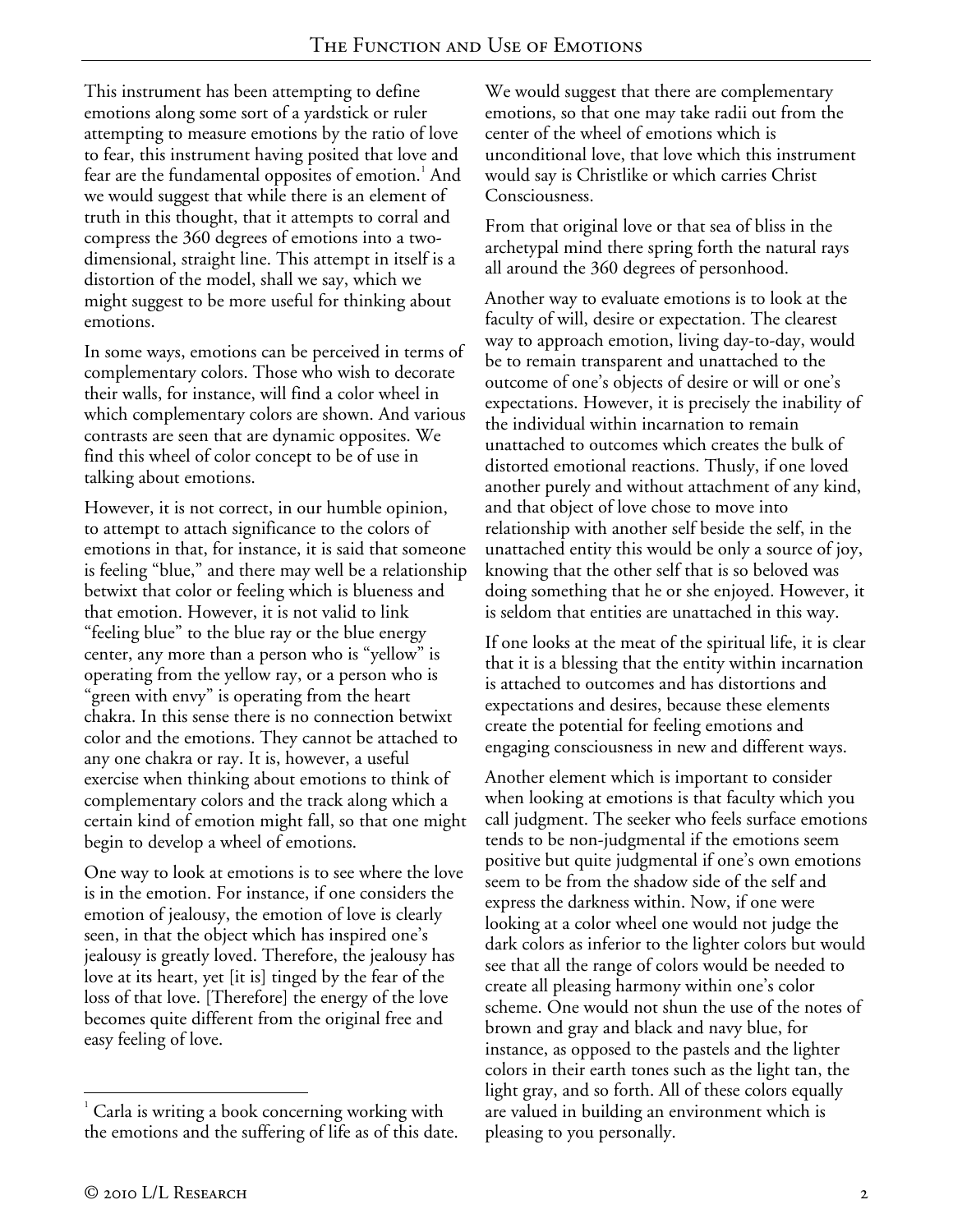This instrument has been attempting to define emotions along some sort of a yardstick or ruler attempting to measure emotions by the ratio of love to fear, this instrument having posited that love and fear are the fundamental opposites of emotion.[1] And we would suggest that while there is an element of truth in this thought, that it attempts to corral and compress the 360 degrees of emotions into a two-dimensional, straight line. This attempt in itself is a distortion of the model, shall we say, which we might suggest to be more useful for thinking about emotions.

In some ways, emotions can be perceived in terms of complementary colors. Those who wish to decorate their walls, for instance, will find a color wheel in which complementary colors are shown. And various contrasts are seen that are dynamic opposites. We find this wheel of color concept to be of use in talking about emotions.

However, it is not correct, in our humble opinion, to attempt to attach significance to the colors of emotions in that, for instance, it is said that someone is feeling "blue," and there may well be a relationship betwixt that color or feeling which is blueness and that emotion. However, it is not valid to link "feeling blue" to the blue ray or the blue energy center, any more than a person who is "yellow" is operating from the yellow ray, or a person who is "green with envy" is operating from the heart chakra. In this sense there is no connection betwixt color and the emotions. They cannot be attached to any one chakra or ray. It is, however, a useful exercise when thinking about emotions to think of complementary colors and the track along which a certain kind of emotion might fall, so that one might begin to develop a wheel of emotions.

One way to look at emotions is to see where the love is in the emotion. For instance, if one considers the emotion of jealousy, the emotion of love is clearly seen, in that the object which has inspired one's jealousy is greatly loved. Therefore, the jealousy has love at its heart, yet [it is] tinged by the fear of the loss of that love. [Therefore] the energy of the love becomes quite different from the original free and easy feeling of love.

We would suggest that there are complementary emotions, so that one may take radii out from the center of the wheel of emotions which is unconditional love, that love which this instrument would say is Christlike or which carries Christ Consciousness.

From that original love or that sea of bliss in the archetypal mind there spring forth the natural rays all around the 360 degrees of personhood.

Another way to evaluate emotions is to look at the faculty of will, desire or expectation. The clearest way to approach emotion, living day-to-day, would be to remain transparent and unattached to the outcome of one's objects of desire or will or one's expectations. However, it is precisely the inability of the individual within incarnation to remain unattached to outcomes which creates the bulk of distorted emotional reactions. Thusly, if one loved another purely and without attachment of any kind, and that object of love chose to move into relationship with another self beside the self, in the unattached entity this would be only a source of joy, knowing that the other self that is so beloved was doing something that he or she enjoyed. However, it is seldom that entities are unattached in this way.

If one looks at the meat of the spiritual life, it is clear that it is a blessing that the entity within incarnation is attached to outcomes and has distortions and expectations and desires, because these elements create the potential for feeling emotions and engaging consciousness in new and different ways.

Another element which is important to consider when looking at emotions is that faculty which you call judgment. The seeker who feels surface emotions tends to be non-judgmental if the emotions seem positive but quite judgmental if one's own emotions seem to be from the shadow side of the self and express the darkness within. Now, if one were looking at a color wheel one would not judge the dark colors as inferior to the lighter colors but would see that all the range of colors would be needed to create all pleasing harmony within one's color scheme. One would not shun the use of the notes of brown and gray and black and navy blue, for instance, as opposed to the pastels and the lighter colors in their earth tones such as the light tan, the light gray, and so forth. All of these colors equally are valued in building an environment which is pleasing to you personally.

[1] Carla is writing a book concerning working with the emotions and the suffering of life as of this date.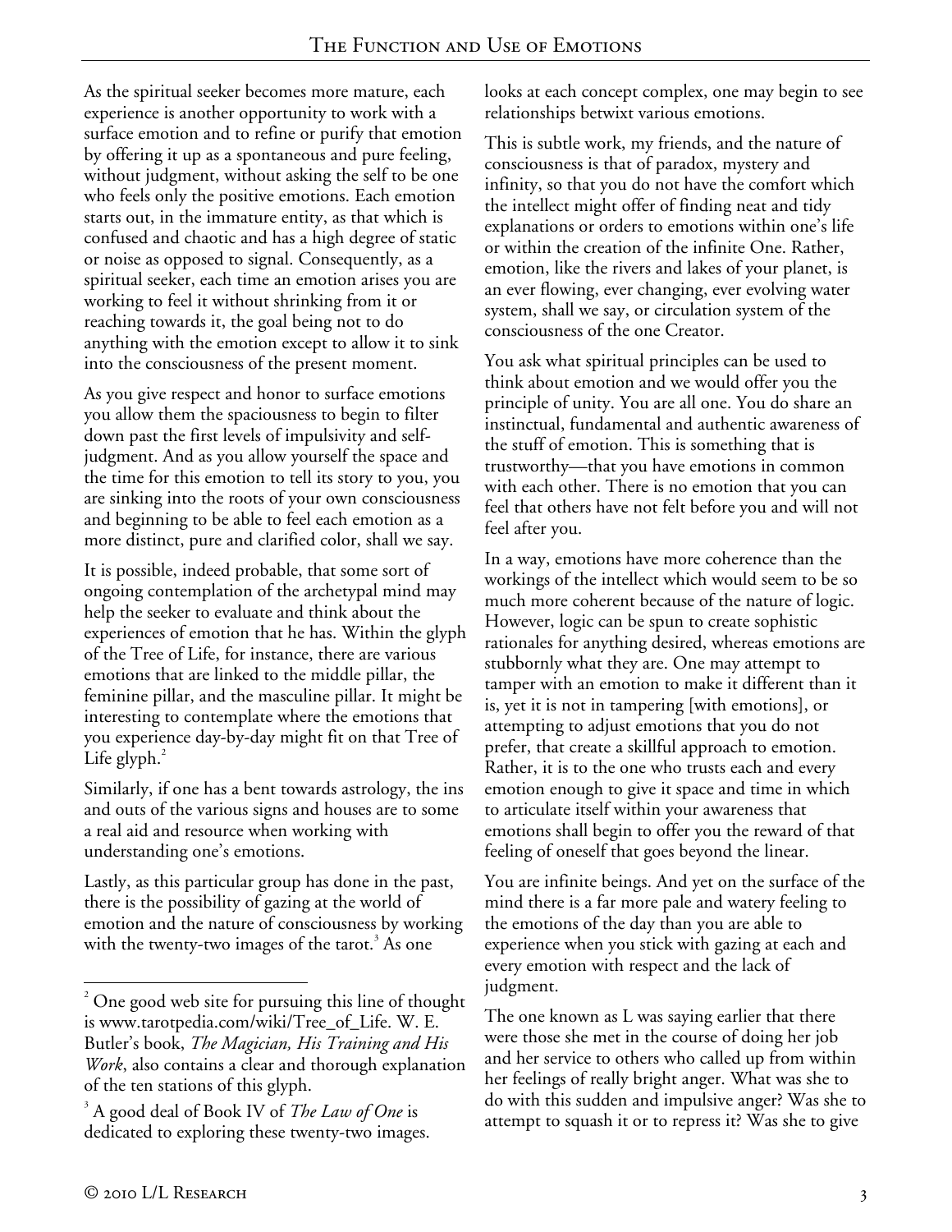As the spiritual seeker becomes more mature, each experience is another opportunity to work with a surface emotion and to refine or purify that emotion by offering it up as a spontaneous and pure feeling, without judgment, without asking the self to be one who feels only the positive emotions. Each emotion starts out, in the immature entity, as that which is confused and chaotic and has a high degree of static or noise as opposed to signal. Consequently, as a spiritual seeker, each time an emotion arises you are working to feel it without shrinking from it or reaching towards it, the goal being not to do anything with the emotion except to allow it to sink into the consciousness of the present moment.

As you give respect and honor to surface emotions you allow them the spaciousness to begin to filter down past the first levels of impulsivity and self-judgment. And as you allow yourself the space and the time for this emotion to tell its story to you, you are sinking into the roots of your own consciousness and beginning to be able to feel each emotion as a more distinct, pure and clarified color, shall we say.

It is possible, indeed probable, that some sort of ongoing contemplation of the archetypal mind may help the seeker to evaluate and think about the experiences of emotion that he has. Within the glyph of the Tree of Life, for instance, there are various emotions that are linked to the middle pillar, the feminine pillar, and the masculine pillar. It might be interesting to contemplate where the emotions that you experience day-by-day might fit on that Tree of Life glyph.[2]

Similarly, if one has a bent towards astrology, the ins and outs of the various signs and houses are to some a real aid and resource when working with understanding one's emotions.

Lastly, as this particular group has done in the past, there is the possibility of gazing at the world of emotion and the nature of consciousness by working with the twenty-two images of the tarot.[3] As one looks at each concept complex, one may begin to see relationships betwixt various emotions.

This is subtle work, my friends, and the nature of consciousness is that of paradox, mystery and infinity, so that you do not have the comfort which the intellect might offer of finding neat and tidy explanations or orders to emotions within one's life or within the creation of the infinite One. Rather, emotion, like the rivers and lakes of your planet, is an ever flowing, ever changing, ever evolving water system, shall we say, or circulation system of the consciousness of the one Creator.

You ask what spiritual principles can be used to think about emotion and we would offer you the principle of unity. You are all one. You do share an instinctual, fundamental and authentic awareness of the stuff of emotion. This is something that is trustworthy—that you have emotions in common with each other. There is no emotion that you can feel that others have not felt before you and will not feel after you.

In a way, emotions have more coherence than the workings of the intellect which would seem to be so much more coherent because of the nature of logic. However, logic can be spun to create sophistic rationales for anything desired, whereas emotions are stubbornly what they are. One may attempt to tamper with an emotion to make it different than it is, yet it is not in tampering [with emotions], or attempting to adjust emotions that you do not prefer, that create a skillful approach to emotion. Rather, it is to the one who trusts each and every emotion enough to give it space and time in which to articulate itself within your awareness that emotions shall begin to offer you the reward of that feeling of oneself that goes beyond the linear.

You are infinite beings. And yet on the surface of the mind there is a far more pale and watery feeling to the emotions of the day than you are able to experience when you stick with gazing at each and every emotion with respect and the lack of judgment.

The one known as L was saying earlier that there were those she met in the course of doing her job and her service to others who called up from within her feelings of really bright anger. What was she to do with this sudden and impulsive anger? Was she to attempt to squash it or to repress it? Was she to give

---

[2] One good web site for pursuing this line of thought is www.tarotpedia.com/wiki/Tree_of_Life. W. E. Butler's book, *The Magician, His Training and His Work*, also contains a clear and thorough explanation of the ten stations of this glyph.

[3] A good deal of Book IV of *The Law of One* is dedicated to exploring these twenty-two images.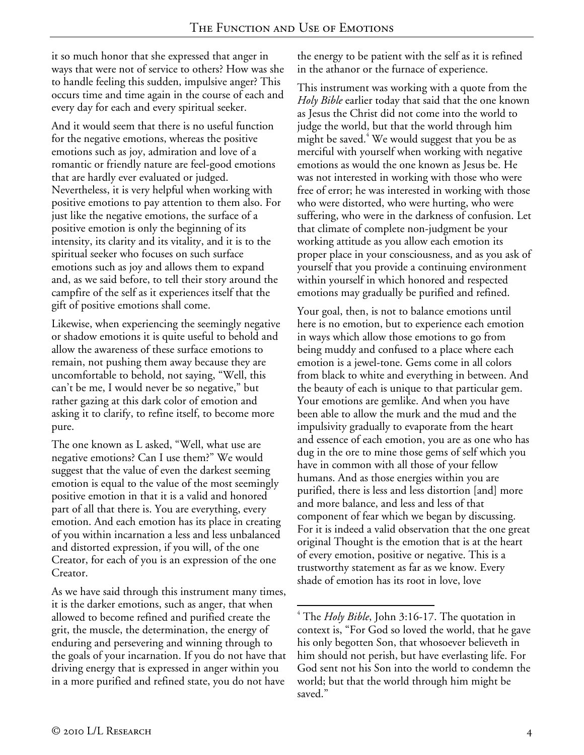it so much honor that she expressed that anger in ways that were not of service to others? How was she to handle feeling this sudden, impulsive anger? This occurs time and time again in the course of each and every day for each and every spiritual seeker.

And it would seem that there is no useful function for the negative emotions, whereas the positive emotions such as joy, admiration and love of a romantic or friendly nature are feel-good emotions that are hardly ever evaluated or judged. Nevertheless, it is very helpful when working with positive emotions to pay attention to them also. For just like the negative emotions, the surface of a positive emotion is only the beginning of its intensity, its clarity and its vitality, and it is to the spiritual seeker who focuses on such surface emotions such as joy and allows them to expand and, as we said before, to tell their story around the campfire of the self as it experiences itself that the gift of positive emotions shall come.

Likewise, when experiencing the seemingly negative or shadow emotions it is quite useful to behold and allow the awareness of these surface emotions to remain, not pushing them away because they are uncomfortable to behold, not saying, "Well, this can't be me, I would never be so negative," but rather gazing at this dark color of emotion and asking it to clarify, to refine itself, to become more pure.

The one known as L asked, "Well, what use are negative emotions? Can I use them?" We would suggest that the value of even the darkest seeming emotion is equal to the value of the most seemingly positive emotion in that it is a valid and honored part of all that there is. You are everything, every emotion. And each emotion has its place in creating of you within incarnation a less and less unbalanced and distorted expression, if you will, of the one Creator, for each of you is an expression of the one Creator.

As we have said through this instrument many times, it is the darker emotions, such as anger, that when allowed to become refined and purified create the grit, the muscle, the determination, the energy of enduring and persevering and winning through to the goals of your incarnation. If you do not have that driving energy that is expressed in anger within you in a more purified and refined state, you do not have the energy to be patient with the self as it is refined in the athanor or the furnace of experience.

This instrument was working with a quote from the *Holy Bible* earlier today that said that the one known as Jesus the Christ did not come into the world to judge the world, but that the world through him might be saved.[4] We would suggest that you be as merciful with yourself when working with negative emotions as would the one known as Jesus be. He was not interested in working with those who were free of error; he was interested in working with those who were distorted, who were hurting, who were suffering, who were in the darkness of confusion. Let that climate of complete non-judgment be your working attitude as you allow each emotion its proper place in your consciousness, and as you ask of yourself that you provide a continuing environment within yourself in which honored and respected emotions may gradually be purified and refined.

Your goal, then, is not to balance emotions until here is no emotion, but to experience each emotion in ways which allow those emotions to go from being muddy and confused to a place where each emotion is a jewel-tone. Gems come in all colors from black to white and everything in between. And the beauty of each is unique to that particular gem. Your emotions are gemlike. And when you have been able to allow the murk and the mud and the impulsivity gradually to evaporate from the heart and essence of each emotion, you are as one who has dug in the ore to mine those gems of self which you have in common with all those of your fellow humans. And as those energies within you are purified, there is less and less distortion [and] more and more balance, and less and less of that component of fear which we began by discussing. For it is indeed a valid observation that the one great original Thought is the emotion that is at the heart of every emotion, positive or negative. This is a trustworthy statement as far as we know. Every shade of emotion has its root in love, love

---

[4] The *Holy Bible*, John 3:16-17. The quotation in context is, "For God so loved the world, that he gave his only begotten Son, that whosoever believeth in him should not perish, but have everlasting life. For God sent not his Son into the world to condemn the world; but that the world through him might be saved."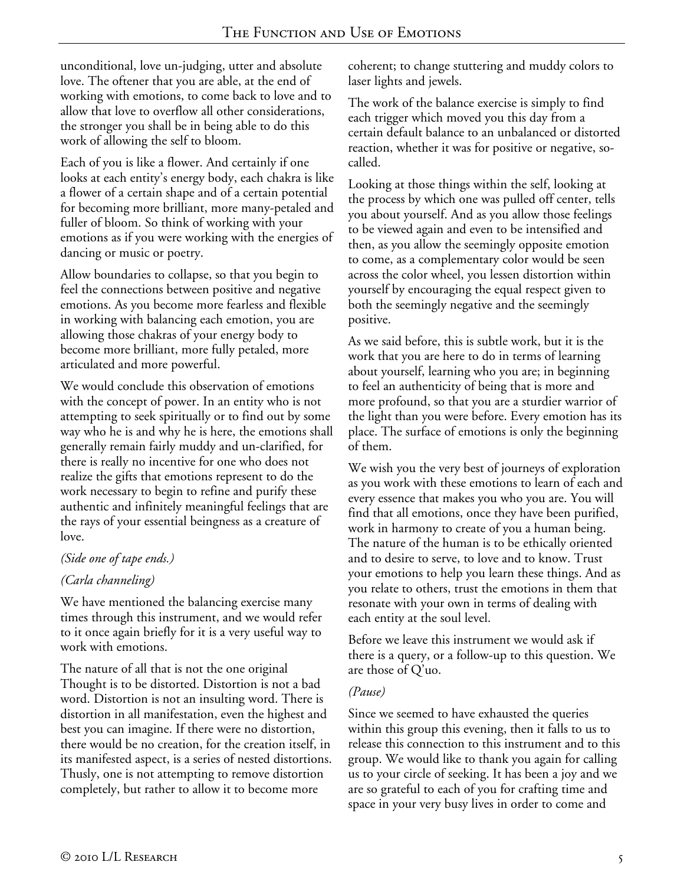unconditional, love un-judging, utter and absolute love. The oftener that you are able, at the end of working with emotions, to come back to love and to allow that love to overflow all other considerations, the stronger you shall be in being able to do this work of allowing the self to bloom.

Each of you is like a flower. And certainly if one looks at each entity's energy body, each chakra is like a flower of a certain shape and of a certain potential for becoming more brilliant, more many-petaled and fuller of bloom. So think of working with your emotions as if you were working with the energies of dancing or music or poetry.

Allow boundaries to collapse, so that you begin to feel the connections between positive and negative emotions. As you become more fearless and flexible in working with balancing each emotion, you are allowing those chakras of your energy body to become more brilliant, more fully petaled, more articulated and more powerful.

We would conclude this observation of emotions with the concept of power. In an entity who is not attempting to seek spiritually or to find out by some way who he is and why he is here, the emotions shall generally remain fairly muddy and un-clarified, for there is really no incentive for one who does not realize the gifts that emotions represent to do the work necessary to begin to refine and purify these authentic and infinitely meaningful feelings that are the rays of your essential beingness as a creature of love.

*(Side one of tape ends.)*

*(Carla channeling)*

We have mentioned the balancing exercise many times through this instrument, and we would refer to it once again briefly for it is a very useful way to work with emotions.

The nature of all that is not the one original Thought is to be distorted. Distortion is not a bad word. Distortion is not an insulting word. There is distortion in all manifestation, even the highest and best you can imagine. If there were no distortion, there would be no creation, for the creation itself, in its manifested aspect, is a series of nested distortions. Thusly, one is not attempting to remove distortion completely, but rather to allow it to become more coherent; to change stuttering and muddy colors to laser lights and jewels.

The work of the balance exercise is simply to find each trigger which moved you this day from a certain default balance to an unbalanced or distorted reaction, whether it was for positive or negative, so-called.

Looking at those things within the self, looking at the process by which one was pulled off center, tells you about yourself. And as you allow those feelings to be viewed again and even to be intensified and then, as you allow the seemingly opposite emotion to come, as a complementary color would be seen across the color wheel, you lessen distortion within yourself by encouraging the equal respect given to both the seemingly negative and the seemingly positive.

As we said before, this is subtle work, but it is the work that you are here to do in terms of learning about yourself, learning who you are; in beginning to feel an authenticity of being that is more and more profound, so that you are a sturdier warrior of the light than you were before. Every emotion has its place. The surface of emotions is only the beginning of them.

We wish you the very best of journeys of exploration as you work with these emotions to learn of each and every essence that makes you who you are. You will find that all emotions, once they have been purified, work in harmony to create of you a human being. The nature of the human is to be ethically oriented and to desire to serve, to love and to know. Trust your emotions to help you learn these things. And as you relate to others, trust the emotions in them that resonate with your own in terms of dealing with each entity at the soul level.

Before we leave this instrument we would ask if there is a query, or a follow-up to this question. We are those of Q'uo.

*(Pause)*

Since we seemed to have exhausted the queries within this group this evening, then it falls to us to release this connection to this instrument and to this group. We would like to thank you again for calling us to your circle of seeking. It has been a joy and we are so grateful to each of you for crafting time and space in your very busy lives in order to come and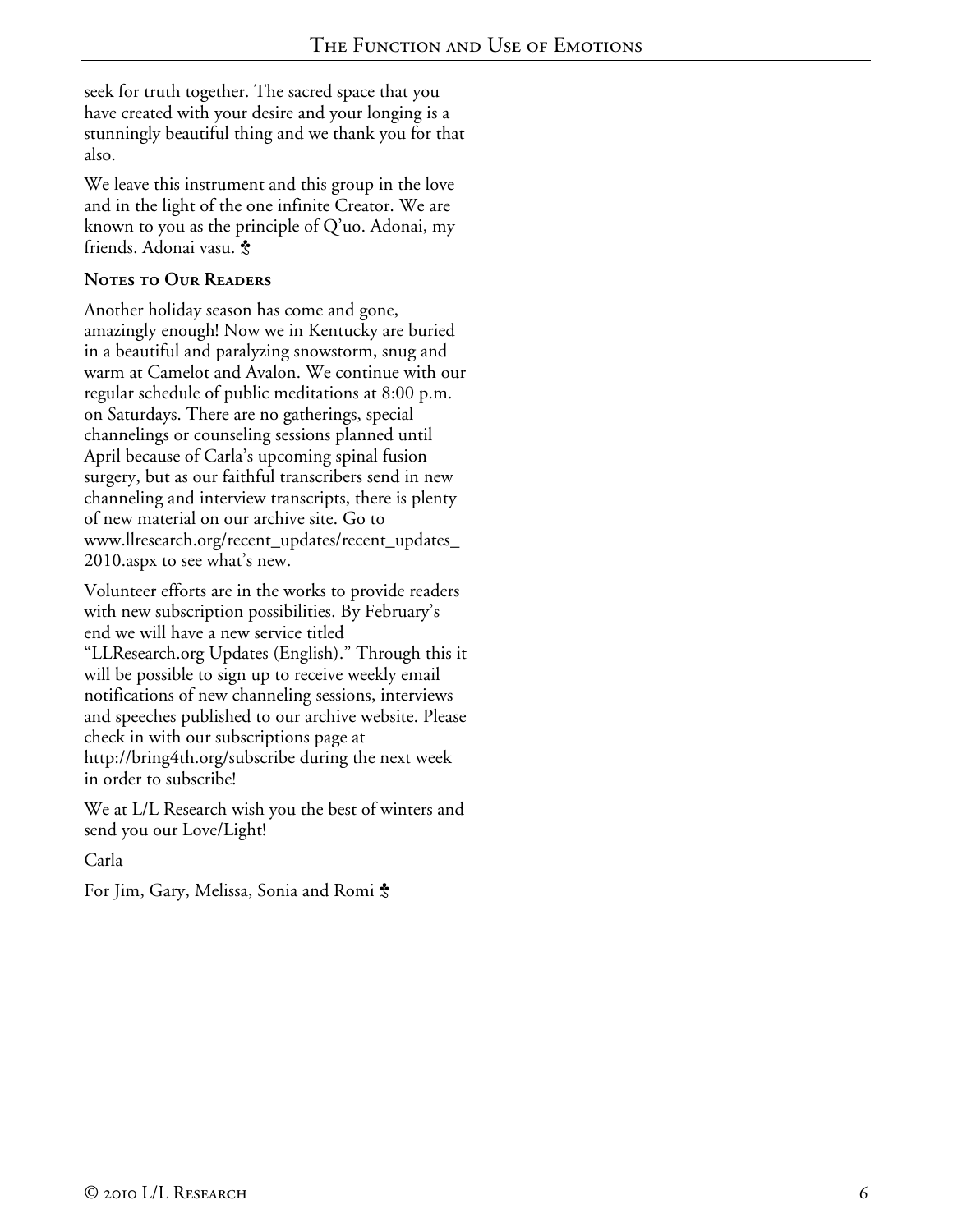seek for truth together. The sacred space that you have created with your desire and your longing is a stunningly beautiful thing and we thank you for that also.

We leave this instrument and this group in the love and in the light of the one infinite Creator. We are known to you as the principle of Q'uo. Adonai, my friends. Adonai vasu. ♣

## Notes to Our Readers

Another holiday season has come and gone, amazingly enough! Now we in Kentucky are buried in a beautiful and paralyzing snowstorm, snug and warm at Camelot and Avalon. We continue with our regular schedule of public meditations at 8:00 p.m. on Saturdays. There are no gatherings, special channelings or counseling sessions planned until April because of Carla's upcoming spinal fusion surgery, but as our faithful transcribers send in new channeling and interview transcripts, there is plenty of new material on our archive site. Go to www.llresearch.org/recent_updates/recent_updates_2010.aspx to see what's new.

Volunteer efforts are in the works to provide readers with new subscription possibilities. By February's end we will have a new service titled "LLResearch.org Updates (English)." Through this it will be possible to sign up to receive weekly email notifications of new channeling sessions, interviews and speeches published to our archive website. Please check in with our subscriptions page at http://bring4th.org/subscribe during the next week in order to subscribe!

We at L/L Research wish you the best of winters and send you our Love/Light!

Carla

For Jim, Gary, Melissa, Sonia and Romi ♣